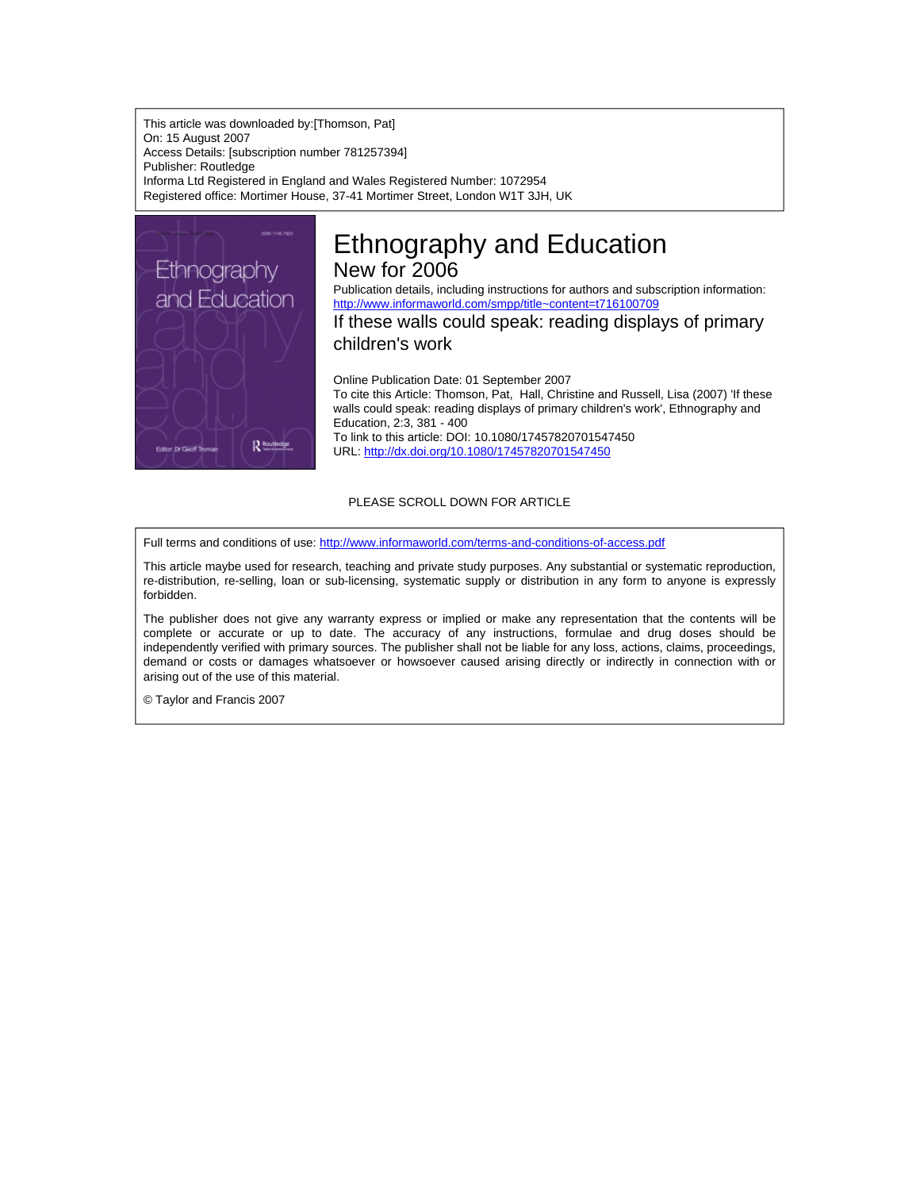This article was downloaded by:[Thomson, Pat]
On: 15 August 2007
Access Details: [subscription number 781257394]
Publisher: Routledge
Informa Ltd Registered in England and Wales Registered Number: 1072954
Registered office: Mortimer House, 37-41 Mortimer Street, London W1T 3JH, UK

# Ethnography and Education

## New for 2006

Publication details, including instructions for authors and subscription information:
http://www.informaworld.com/smpp/title~content=t716100709

## If these walls could speak: reading displays of primary children's work

Online Publication Date: 01 September 2007

To cite this Article: Thomson, Pat, Hall, Christine and Russell, Lisa (2007) 'If these walls could speak: reading displays of primary children's work', Ethnography and Education, 2:3, 381 - 400

To link to this article: DOI: 10.1080/17457820701547450

URL: http://dx.doi.org/10.1080/17457820701547450

PLEASE SCROLL DOWN FOR ARTICLE

Full terms and conditions of use: http://www.informaworld.com/terms-and-conditions-of-access.pdf

This article maybe used for research, teaching and private study purposes. Any substantial or systematic reproduction, re-distribution, re-selling, loan or sub-licensing, systematic supply or distribution in any form to anyone is expressly forbidden.

The publisher does not give any warranty express or implied or make any representation that the contents will be complete or accurate or up to date. The accuracy of any instructions, formulae and drug doses should be independently verified with primary sources. The publisher shall not be liable for any loss, actions, claims, proceedings, demand or costs or damages whatsoever or howsoever caused arising directly or indirectly in connection with or arising out of the use of this material.

© Taylor and Francis 2007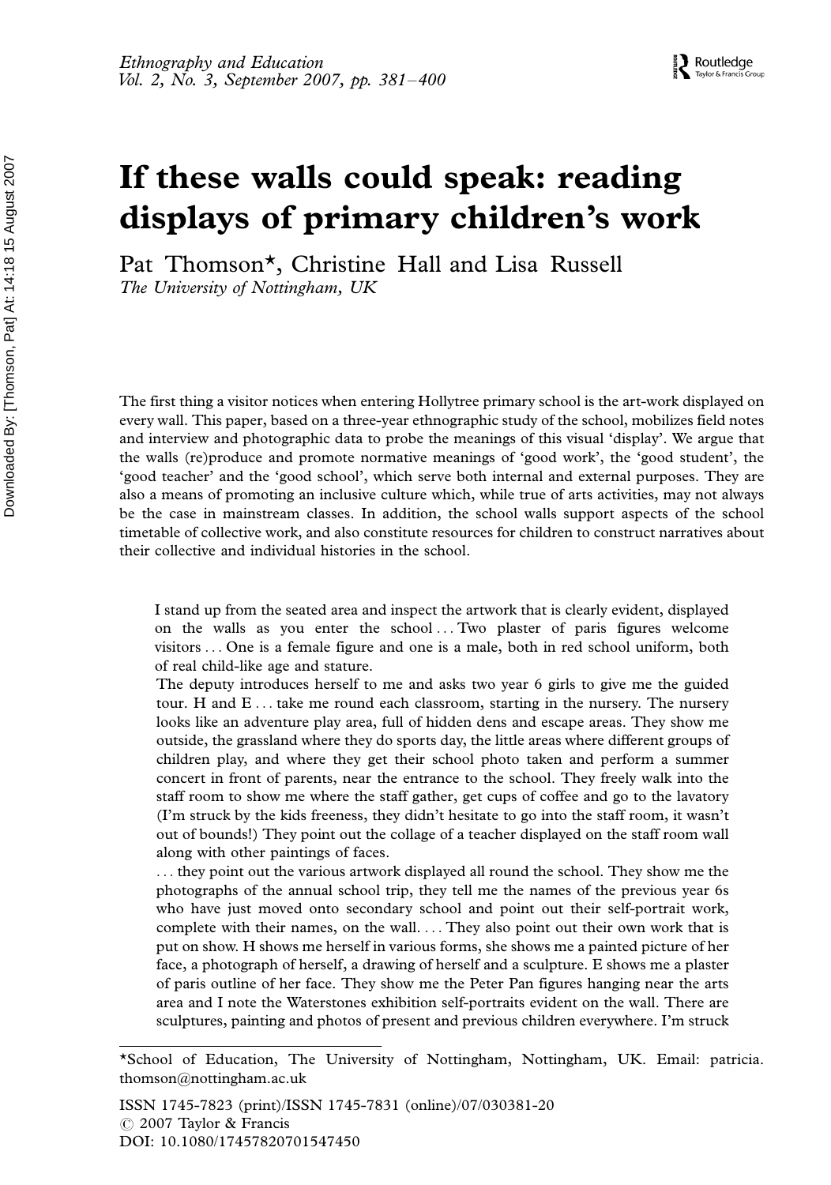# If these walls could speak: reading displays of primary children's work

Pat Thomson*, Christine Hall and Lisa Russell
*The University of Nottingham, UK*

The first thing a visitor notices when entering Hollytree primary school is the art-work displayed on every wall. This paper, based on a three-year ethnographic study of the school, mobilizes field notes and interview and photographic data to probe the meanings of this visual 'display'. We argue that the walls (re)produce and promote normative meanings of 'good work', the 'good student', the 'good teacher' and the 'good school', which serve both internal and external purposes. They are also a means of promoting an inclusive culture which, while true of arts activities, may not always be the case in mainstream classes. In addition, the school walls support aspects of the school timetable of collective work, and also constitute resources for children to construct narratives about their collective and individual histories in the school.

> I stand up from the seated area and inspect the artwork that is clearly evident, displayed on the walls as you enter the school ... Two plaster of paris figures welcome visitors ... One is a female figure and one is a male, both in red school uniform, both of real child-like age and stature.
>
> The deputy introduces herself to me and asks two year 6 girls to give me the guided tour. H and E ... take me round each classroom, starting in the nursery. The nursery looks like an adventure play area, full of hidden dens and escape areas. They show me outside, the grassland where they do sports day, the little areas where different groups of children play, and where they get their school photo taken and perform a summer concert in front of parents, near the entrance to the school. They freely walk into the staff room to show me where the staff gather, get cups of coffee and go to the lavatory (I'm struck by the kids freeness, they didn't hesitate to go into the staff room, it wasn't out of bounds!) They point out the collage of a teacher displayed on the staff room wall along with other paintings of faces.
>
> ... they point out the various artwork displayed all round the school. They show me the photographs of the annual school trip, they tell me the names of the previous year 6s who have just moved onto secondary school and point out their self-portrait work, complete with their names, on the wall. ... They also point out their own work that is put on show. H shows me herself in various forms, she shows me a painted picture of her face, a photograph of herself, a drawing of herself and a sculpture. E shows me a plaster of paris outline of her face. They show me the Peter Pan figures hanging near the arts area and I note the Waterstones exhibition self-portraits evident on the wall. There are sculptures, painting and photos of present and previous children everywhere. I'm struck

*School of Education, The University of Nottingham, Nottingham, UK. Email: patricia.thomson@nottingham.ac.uk

ISSN 1745-7823 (print)/ISSN 1745-7831 (online)/07/030381-20
© 2007 Taylor & Francis
DOI: 10.1080/17457820701547450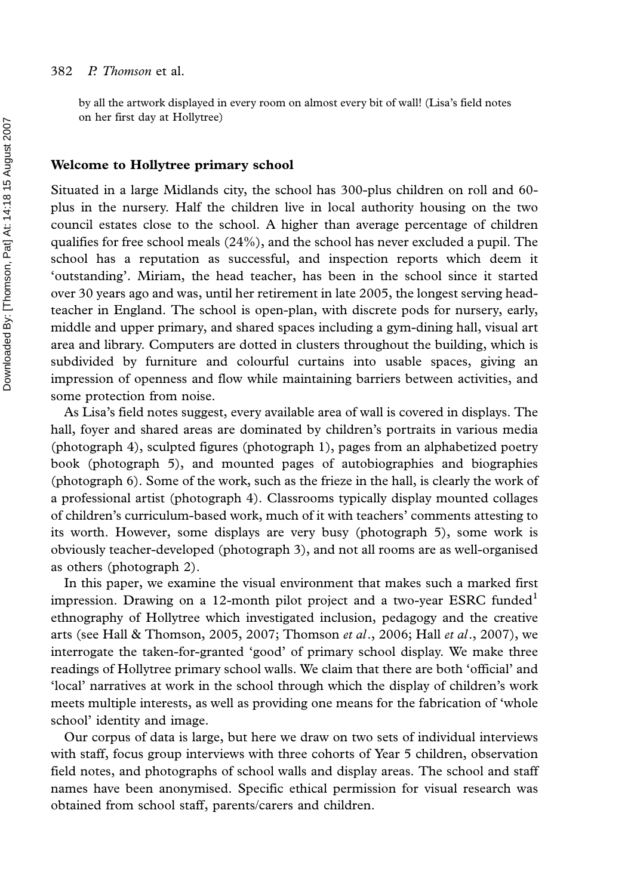by all the artwork displayed in every room on almost every bit of wall! (Lisa's field notes on her first day at Hollytree)

## Welcome to Hollytree primary school

Situated in a large Midlands city, the school has 300-plus children on roll and 60-plus in the nursery. Half the children live in local authority housing on the two council estates close to the school. A higher than average percentage of children qualifies for free school meals (24%), and the school has never excluded a pupil. The school has a reputation as successful, and inspection reports which deem it 'outstanding'. Miriam, the head teacher, has been in the school since it started over 30 years ago and was, until her retirement in late 2005, the longest serving head-teacher in England. The school is open-plan, with discrete pods for nursery, early, middle and upper primary, and shared spaces including a gym-dining hall, visual art area and library. Computers are dotted in clusters throughout the building, which is subdivided by furniture and colourful curtains into usable spaces, giving an impression of openness and flow while maintaining barriers between activities, and some protection from noise.

As Lisa's field notes suggest, every available area of wall is covered in displays. The hall, foyer and shared areas are dominated by children's portraits in various media (photograph 4), sculpted figures (photograph 1), pages from an alphabetized poetry book (photograph 5), and mounted pages of autobiographies and biographies (photograph 6). Some of the work, such as the frieze in the hall, is clearly the work of a professional artist (photograph 4). Classrooms typically display mounted collages of children's curriculum-based work, much of it with teachers' comments attesting to its worth. However, some displays are very busy (photograph 5), some work is obviously teacher-developed (photograph 3), and not all rooms are as well-organised as others (photograph 2).

In this paper, we examine the visual environment that makes such a marked first impression. Drawing on a 12-month pilot project and a two-year ESRC funded[1] ethnography of Hollytree which investigated inclusion, pedagogy and the creative arts (see Hall & Thomson, 2005, 2007; Thomson *et al.*, 2006; Hall *et al.*, 2007), we interrogate the taken-for-granted 'good' of primary school display. We make three readings of Hollytree primary school walls. We claim that there are both 'official' and 'local' narratives at work in the school through which the display of children's work meets multiple interests, as well as providing one means for the fabrication of 'whole school' identity and image.

Our corpus of data is large, but here we draw on two sets of individual interviews with staff, focus group interviews with three cohorts of Year 5 children, observation field notes, and photographs of school walls and display areas. The school and staff names have been anonymised. Specific ethical permission for visual research was obtained from school staff, parents/carers and children.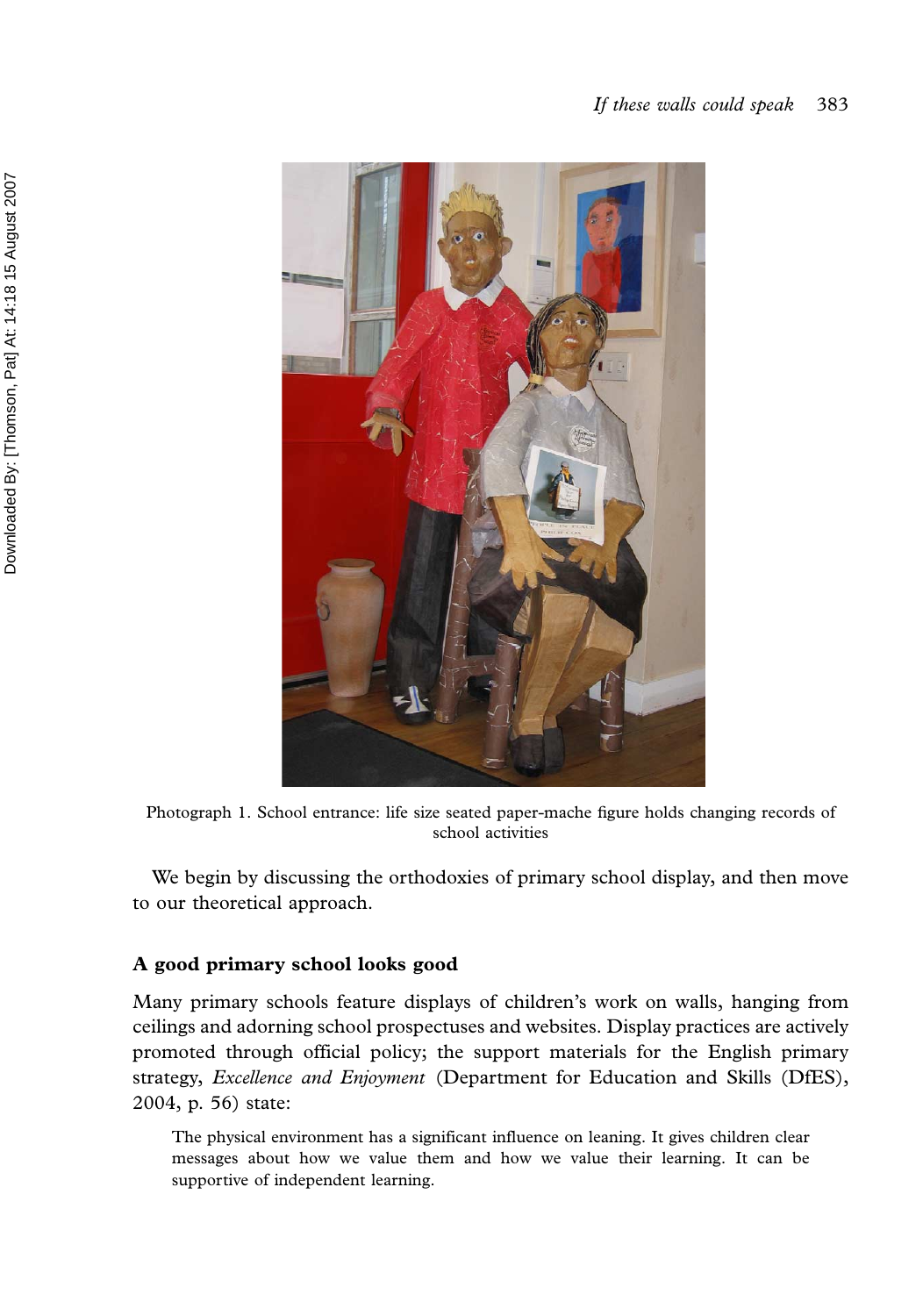Photograph 1. School entrance: life size seated paper-mache figure holds changing records of school activities

We begin by discussing the orthodoxies of primary school display, and then move to our theoretical approach.

## A good primary school looks good

Many primary schools feature displays of children's work on walls, hanging from ceilings and adorning school prospectuses and websites. Display practices are actively promoted through official policy; the support materials for the English primary strategy, *Excellence and Enjoyment* (Department for Education and Skills (DfES), 2004, p. 56) state:

> The physical environment has a significant influence on leaning. It gives children clear messages about how we value them and how we value their learning. It can be supportive of independent learning.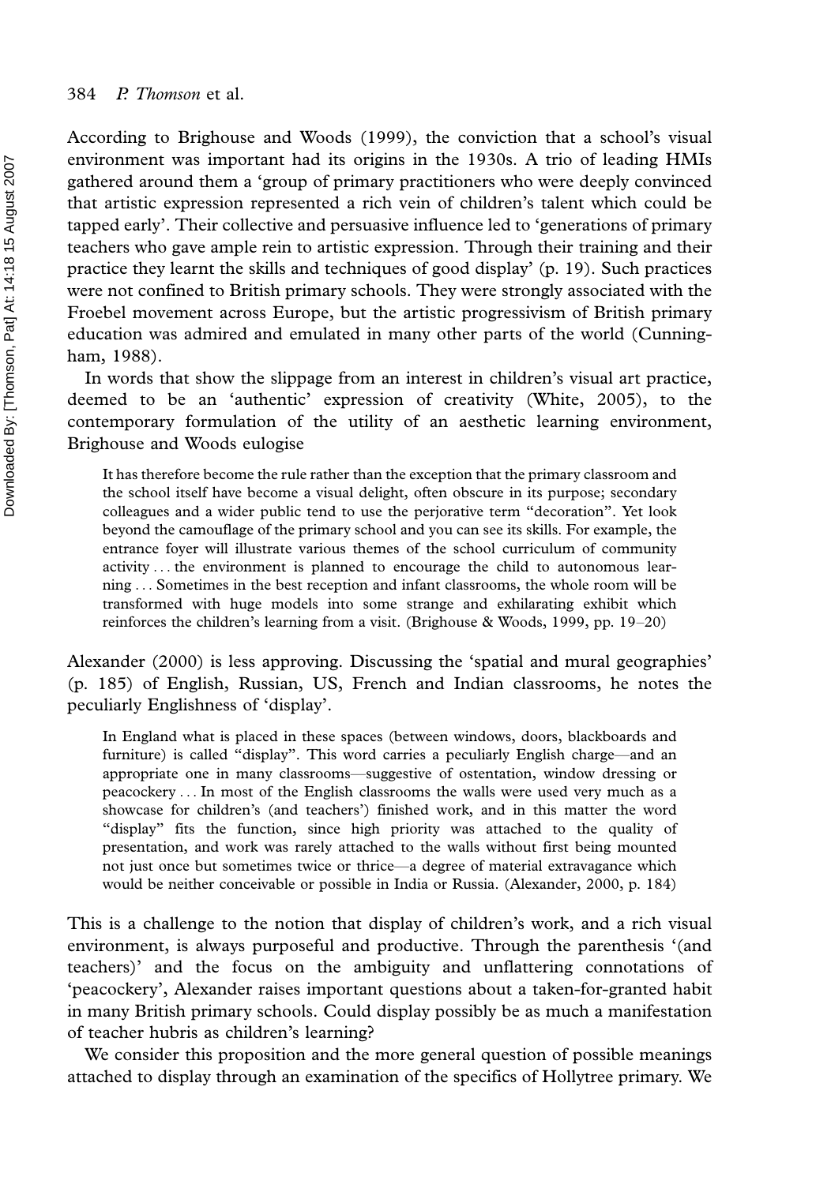According to Brighouse and Woods (1999), the conviction that a school's visual environment was important had its origins in the 1930s. A trio of leading HMIs gathered around them a 'group of primary practitioners who were deeply convinced that artistic expression represented a rich vein of children's talent which could be tapped early'. Their collective and persuasive influence led to 'generations of primary teachers who gave ample rein to artistic expression. Through their training and their practice they learnt the skills and techniques of good display' (p. 19). Such practices were not confined to British primary schools. They were strongly associated with the Froebel movement across Europe, but the artistic progressivism of British primary education was admired and emulated in many other parts of the world (Cunningham, 1988).

In words that show the slippage from an interest in children's visual art practice, deemed to be an 'authentic' expression of creativity (White, 2005), to the contemporary formulation of the utility of an aesthetic learning environment, Brighouse and Woods eulogise

> It has therefore become the rule rather than the exception that the primary classroom and the school itself have become a visual delight, often obscure in its purpose; secondary colleagues and a wider public tend to use the perjorative term "decoration". Yet look beyond the camouflage of the primary school and you can see its skills. For example, the entrance foyer will illustrate various themes of the school curriculum of community activity ... the environment is planned to encourage the child to autonomous learning ... Sometimes in the best reception and infant classrooms, the whole room will be transformed with huge models into some strange and exhilarating exhibit which reinforces the children's learning from a visit. (Brighouse & Woods, 1999, pp. 19–20)

Alexander (2000) is less approving. Discussing the 'spatial and mural geographies' (p. 185) of English, Russian, US, French and Indian classrooms, he notes the peculiarly Englishness of 'display'.

> In England what is placed in these spaces (between windows, doors, blackboards and furniture) is called "display". This word carries a peculiarly English charge—and an appropriate one in many classrooms—suggestive of ostentation, window dressing or peacockery ... In most of the English classrooms the walls were used very much as a showcase for children's (and teachers') finished work, and in this matter the word "display" fits the function, since high priority was attached to the quality of presentation, and work was rarely attached to the walls without first being mounted not just once but sometimes twice or thrice—a degree of material extravagance which would be neither conceivable or possible in India or Russia. (Alexander, 2000, p. 184)

This is a challenge to the notion that display of children's work, and a rich visual environment, is always purposeful and productive. Through the parenthesis '(and teachers)' and the focus on the ambiguity and unflattering connotations of 'peacockery', Alexander raises important questions about a taken-for-granted habit in many British primary schools. Could display possibly be as much a manifestation of teacher hubris as children's learning?

We consider this proposition and the more general question of possible meanings attached to display through an examination of the specifics of Hollytree primary. We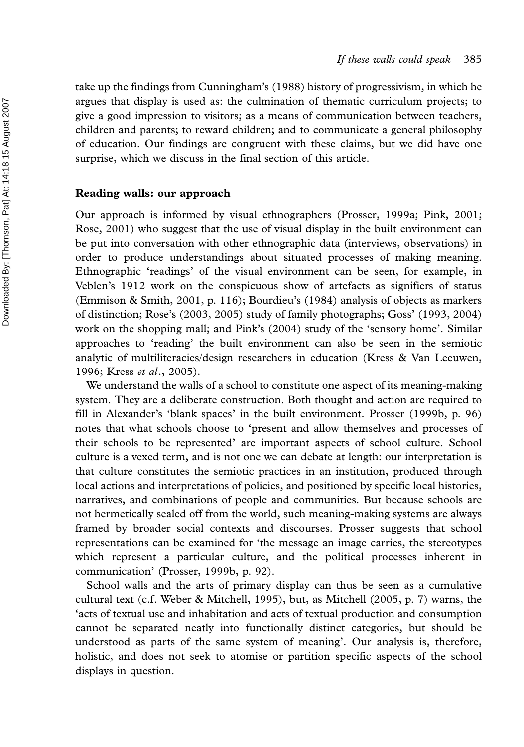take up the findings from Cunningham's (1988) history of progressivism, in which he argues that display is used as: the culmination of thematic curriculum projects; to give a good impression to visitors; as a means of communication between teachers, children and parents; to reward children; and to communicate a general philosophy of education. Our findings are congruent with these claims, but we did have one surprise, which we discuss in the final section of this article.

## Reading walls: our approach

Our approach is informed by visual ethnographers (Prosser, 1999a; Pink, 2001; Rose, 2001) who suggest that the use of visual display in the built environment can be put into conversation with other ethnographic data (interviews, observations) in order to produce understandings about situated processes of making meaning. Ethnographic 'readings' of the visual environment can be seen, for example, in Veblen's 1912 work on the conspicuous show of artefacts as signifiers of status (Emmison & Smith, 2001, p. 116); Bourdieu's (1984) analysis of objects as markers of distinction; Rose's (2003, 2005) study of family photographs; Goss' (1993, 2004) work on the shopping mall; and Pink's (2004) study of the 'sensory home'. Similar approaches to 'reading' the built environment can also be seen in the semiotic analytic of multiliteracies/design researchers in education (Kress & Van Leeuwen, 1996; Kress *et al*., 2005).

We understand the walls of a school to constitute one aspect of its meaning-making system. They are a deliberate construction. Both thought and action are required to fill in Alexander's 'blank spaces' in the built environment. Prosser (1999b, p. 96) notes that what schools choose to 'present and allow themselves and processes of their schools to be represented' are important aspects of school culture. School culture is a vexed term, and is not one we can debate at length: our interpretation is that culture constitutes the semiotic practices in an institution, produced through local actions and interpretations of policies, and positioned by specific local histories, narratives, and combinations of people and communities. But because schools are not hermetically sealed off from the world, such meaning-making systems are always framed by broader social contexts and discourses. Prosser suggests that school representations can be examined for 'the message an image carries, the stereotypes which represent a particular culture, and the political processes inherent in communication' (Prosser, 1999b, p. 92).

School walls and the arts of primary display can thus be seen as a cumulative cultural text (c.f. Weber & Mitchell, 1995), but, as Mitchell (2005, p. 7) warns, the 'acts of textual use and inhabitation and acts of textual production and consumption cannot be separated neatly into functionally distinct categories, but should be understood as parts of the same system of meaning'. Our analysis is, therefore, holistic, and does not seek to atomise or partition specific aspects of the school displays in question.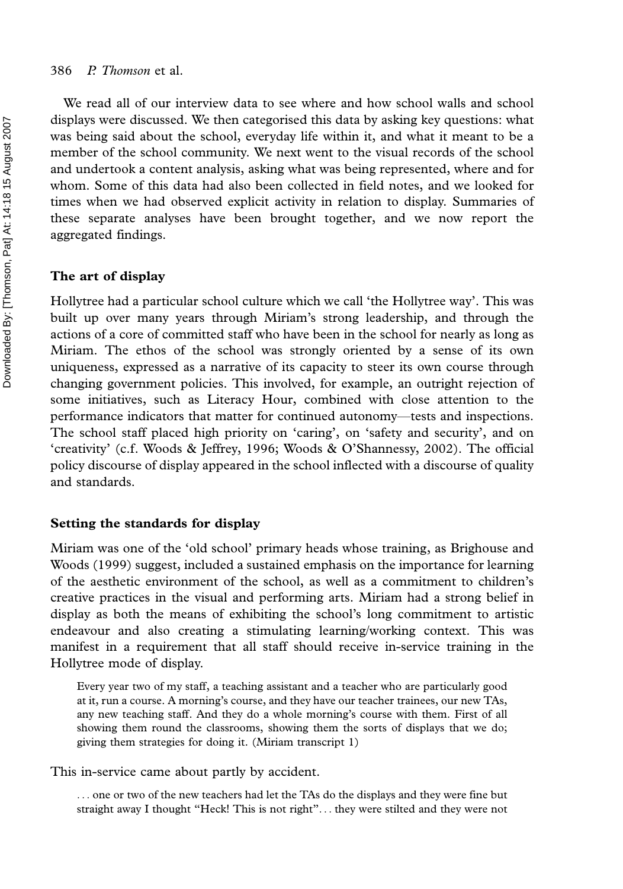We read all of our interview data to see where and how school walls and school displays were discussed. We then categorised this data by asking key questions: what was being said about the school, everyday life within it, and what it meant to be a member of the school community. We next went to the visual records of the school and undertook a content analysis, asking what was being represented, where and for whom. Some of this data had also been collected in field notes, and we looked for times when we had observed explicit activity in relation to display. Summaries of these separate analyses have been brought together, and we now report the aggregated findings.

## The art of display

Hollytree had a particular school culture which we call 'the Hollytree way'. This was built up over many years through Miriam's strong leadership, and through the actions of a core of committed staff who have been in the school for nearly as long as Miriam. The ethos of the school was strongly oriented by a sense of its own uniqueness, expressed as a narrative of its capacity to steer its own course through changing government policies. This involved, for example, an outright rejection of some initiatives, such as Literacy Hour, combined with close attention to the performance indicators that matter for continued autonomy—tests and inspections. The school staff placed high priority on 'caring', on 'safety and security', and on 'creativity' (c.f. Woods & Jeffrey, 1996; Woods & O'Shannessy, 2002). The official policy discourse of display appeared in the school inflected with a discourse of quality and standards.

## Setting the standards for display

Miriam was one of the 'old school' primary heads whose training, as Brighouse and Woods (1999) suggest, included a sustained emphasis on the importance for learning of the aesthetic environment of the school, as well as a commitment to children's creative practices in the visual and performing arts. Miriam had a strong belief in display as both the means of exhibiting the school's long commitment to artistic endeavour and also creating a stimulating learning/working context. This was manifest in a requirement that all staff should receive in-service training in the Hollytree mode of display.

> Every year two of my staff, a teaching assistant and a teacher who are particularly good at it, run a course. A morning's course, and they have our teacher trainees, our new TAs, any new teaching staff. And they do a whole morning's course with them. First of all showing them round the classrooms, showing them the sorts of displays that we do; giving them strategies for doing it. (Miriam transcript 1)

This in-service came about partly by accident.

> . . . one or two of the new teachers had let the TAs do the displays and they were fine but straight away I thought "Heck! This is not right". . . they were stilted and they were not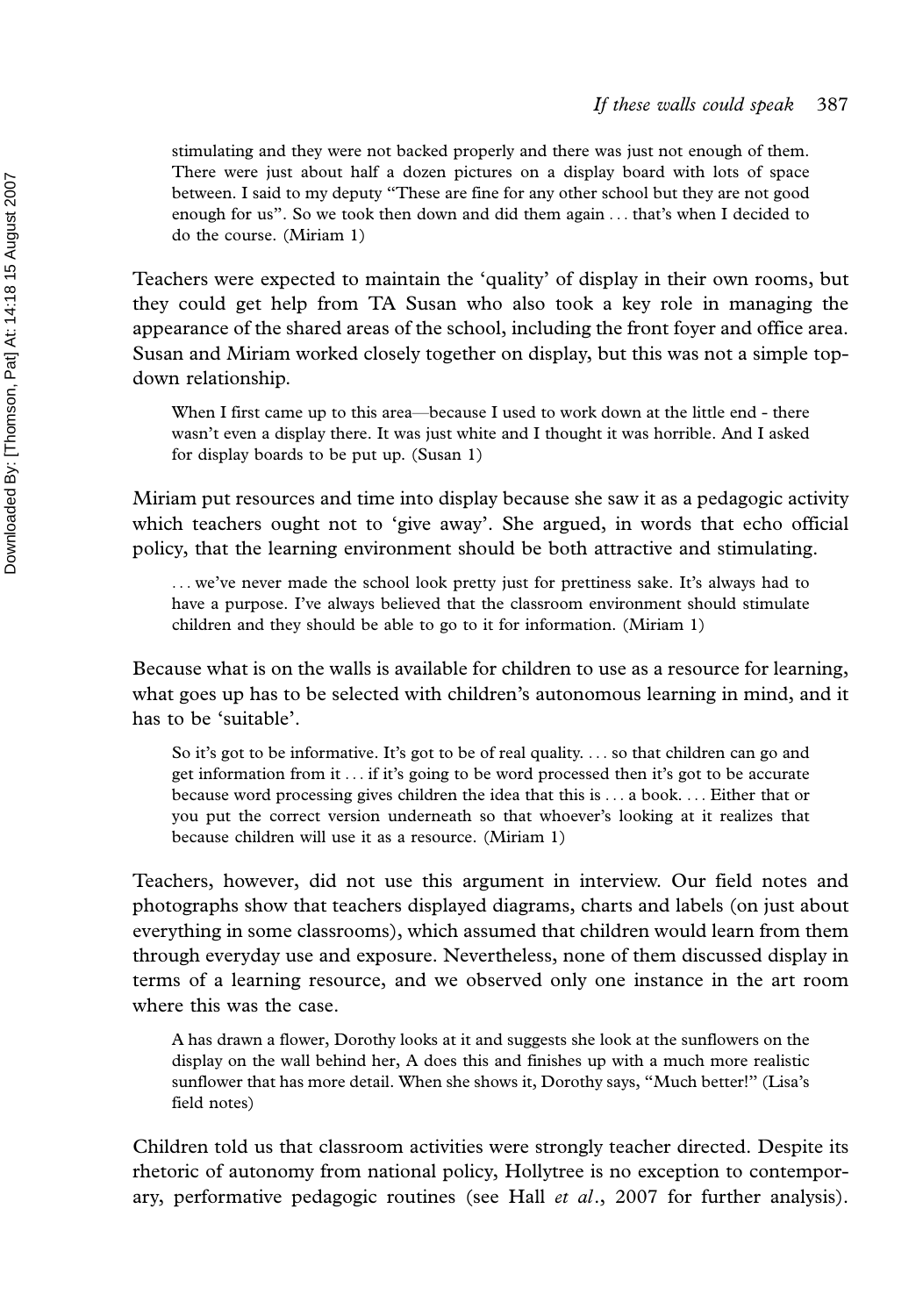stimulating and they were not backed properly and there was just not enough of them. There were just about half a dozen pictures on a display board with lots of space between. I said to my deputy "These are fine for any other school but they are not good enough for us". So we took then down and did them again . . . that's when I decided to do the course. (Miriam 1)

Teachers were expected to maintain the 'quality' of display in their own rooms, but they could get help from TA Susan who also took a key role in managing the appearance of the shared areas of the school, including the front foyer and office area. Susan and Miriam worked closely together on display, but this was not a simple top-down relationship.

> When I first came up to this area—because I used to work down at the little end - there wasn't even a display there. It was just white and I thought it was horrible. And I asked for display boards to be put up. (Susan 1)

Miriam put resources and time into display because she saw it as a pedagogic activity which teachers ought not to 'give away'. She argued, in words that echo official policy, that the learning environment should be both attractive and stimulating.

> . . . we've never made the school look pretty just for prettiness sake. It's always had to have a purpose. I've always believed that the classroom environment should stimulate children and they should be able to go to it for information. (Miriam 1)

Because what is on the walls is available for children to use as a resource for learning, what goes up has to be selected with children's autonomous learning in mind, and it has to be 'suitable'.

> So it's got to be informative. It's got to be of real quality. . . . so that children can go and get information from it . . . if it's going to be word processed then it's got to be accurate because word processing gives children the idea that this is . . . a book. . . . Either that or you put the correct version underneath so that whoever's looking at it realizes that because children will use it as a resource. (Miriam 1)

Teachers, however, did not use this argument in interview. Our field notes and photographs show that teachers displayed diagrams, charts and labels (on just about everything in some classrooms), which assumed that children would learn from them through everyday use and exposure. Nevertheless, none of them discussed display in terms of a learning resource, and we observed only one instance in the art room where this was the case.

> A has drawn a flower, Dorothy looks at it and suggests she look at the sunflowers on the display on the wall behind her, A does this and finishes up with a much more realistic sunflower that has more detail. When she shows it, Dorothy says, "Much better!" (Lisa's field notes)

Children told us that classroom activities were strongly teacher directed. Despite its rhetoric of autonomy from national policy, Hollytree is no exception to contemporary, performative pedagogic routines (see Hall *et al*., 2007 for further analysis).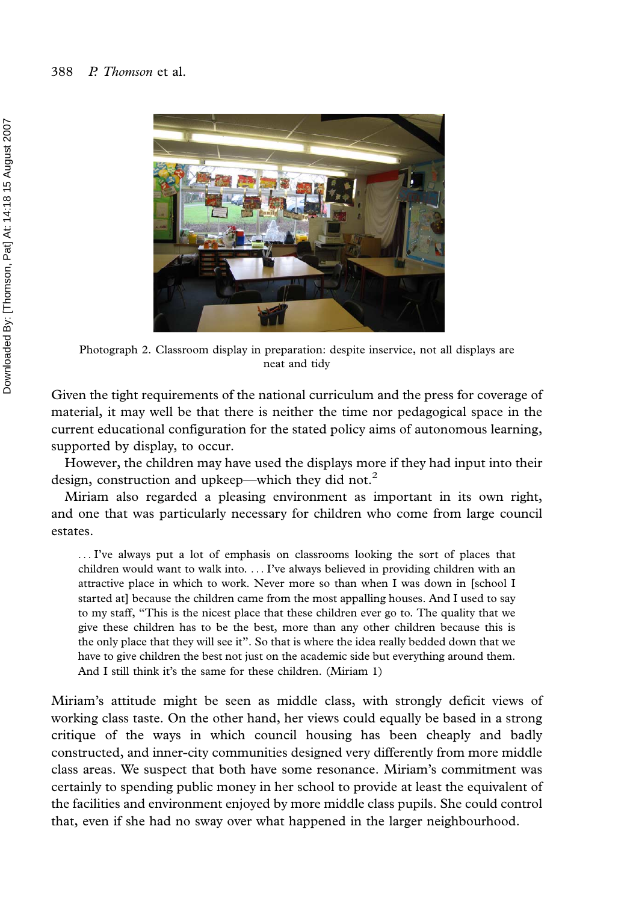Photograph 2. Classroom display in preparation: despite inservice, not all displays are neat and tidy

Given the tight requirements of the national curriculum and the press for coverage of material, it may well be that there is neither the time nor pedagogical space in the current educational configuration for the stated policy aims of autonomous learning, supported by display, to occur.

However, the children may have used the displays more if they had input into their design, construction and upkeep—which they did not.[2]

Miriam also regarded a pleasing environment as important in its own right, and one that was particularly necessary for children who come from large council estates.

> . . . I've always put a lot of emphasis on classrooms looking the sort of places that children would want to walk into. . . . I've always believed in providing children with an attractive place in which to work. Never more so than when I was down in [school I started at] because the children came from the most appalling houses. And I used to say to my staff, "This is the nicest place that these children ever go to. The quality that we give these children has to be the best, more than any other children because this is the only place that they will see it". So that is where the idea really bedded down that we have to give children the best not just on the academic side but everything around them. And I still think it's the same for these children. (Miriam 1)

Miriam's attitude might be seen as middle class, with strongly deficit views of working class taste. On the other hand, her views could equally be based in a strong critique of the ways in which council housing has been cheaply and badly constructed, and inner-city communities designed very differently from more middle class areas. We suspect that both have some resonance. Miriam's commitment was certainly to spending public money in her school to provide at least the equivalent of the facilities and environment enjoyed by more middle class pupils. She could control that, even if she had no sway over what happened in the larger neighbourhood.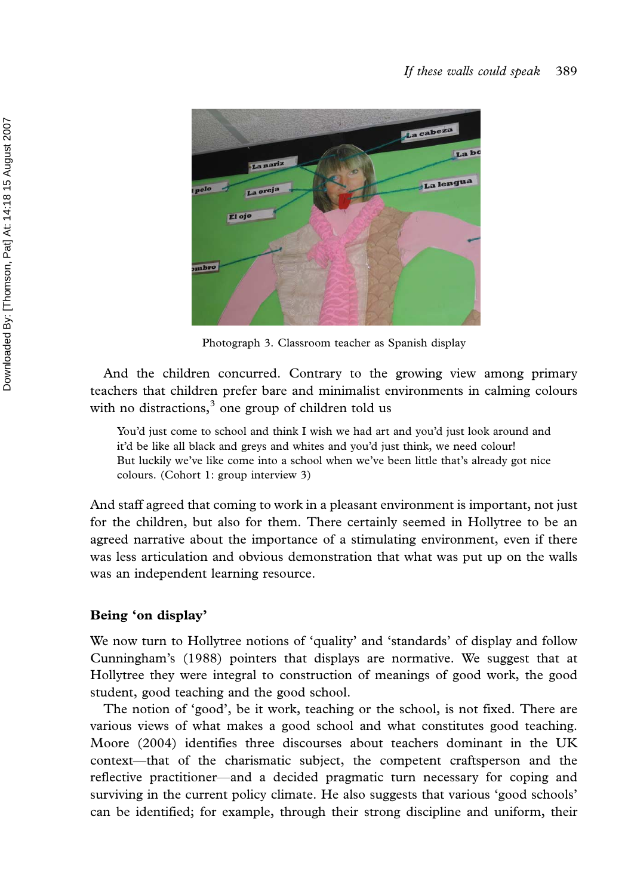Photograph 3. Classroom teacher as Spanish display

And the children concurred. Contrary to the growing view among primary teachers that children prefer bare and minimalist environments in calming colours with no distractions,[3] one group of children told us

> You'd just come to school and think I wish we had art and you'd just look around and it'd be like all black and greys and whites and you'd just think, we need colour! But luckily we've like come into a school when we've been little that's already got nice colours. (Cohort 1: group interview 3)

And staff agreed that coming to work in a pleasant environment is important, not just for the children, but also for them. There certainly seemed in Hollytree to be an agreed narrative about the importance of a stimulating environment, even if there was less articulation and obvious demonstration that what was put up on the walls was an independent learning resource.

### Being 'on display'

We now turn to Hollytree notions of 'quality' and 'standards' of display and follow Cunningham's (1988) pointers that displays are normative. We suggest that at Hollytree they were integral to construction of meanings of good work, the good student, good teaching and the good school.

The notion of 'good', be it work, teaching or the school, is not fixed. There are various views of what makes a good school and what constitutes good teaching. Moore (2004) identifies three discourses about teachers dominant in the UK context—that of the charismatic subject, the competent craftsperson and the reflective practitioner—and a decided pragmatic turn necessary for coping and surviving in the current policy climate. He also suggests that various 'good schools' can be identified; for example, through their strong discipline and uniform, their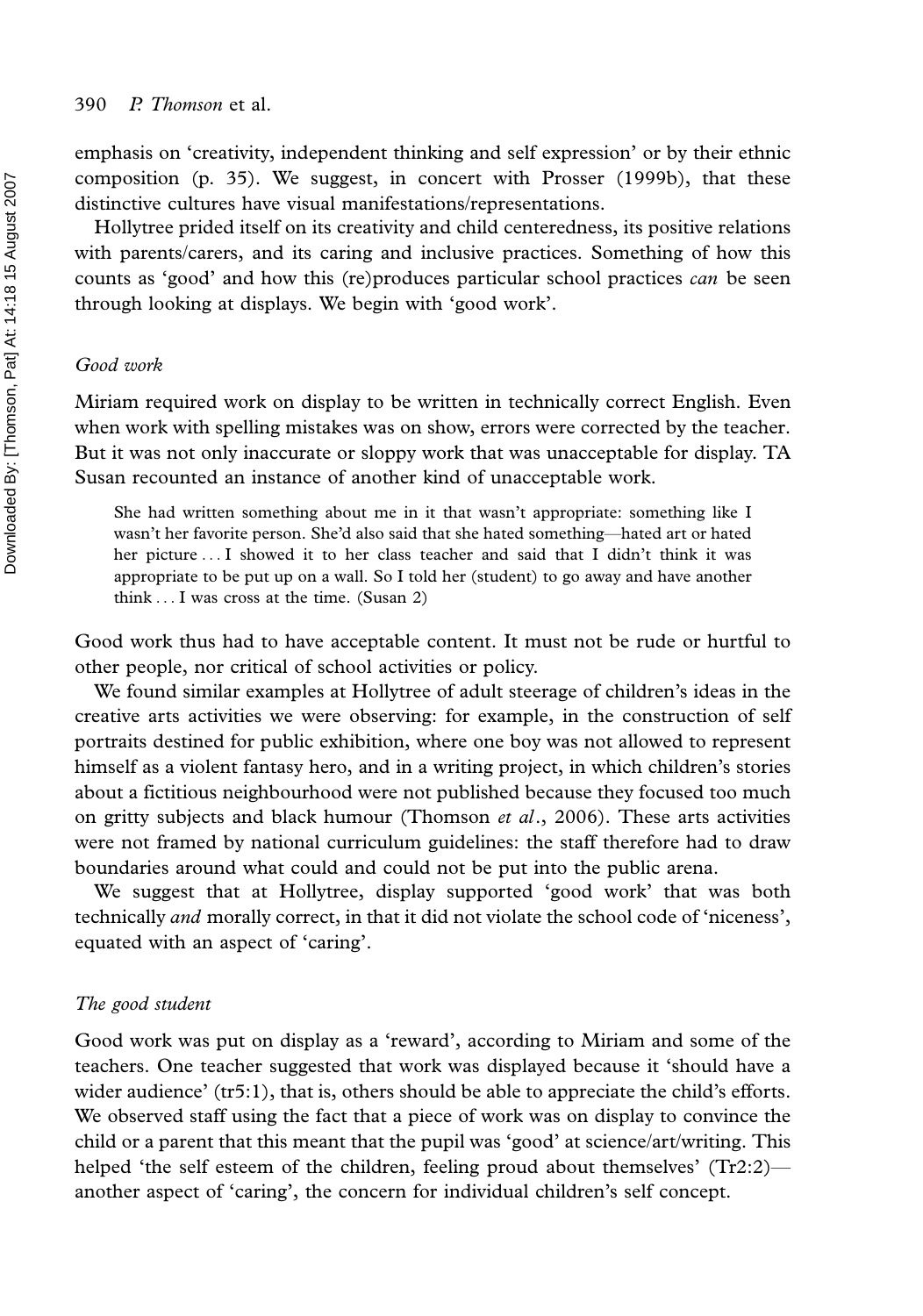emphasis on 'creativity, independent thinking and self expression' or by their ethnic composition (p. 35). We suggest, in concert with Prosser (1999b), that these distinctive cultures have visual manifestations/representations.

Hollytree prided itself on its creativity and child centeredness, its positive relations with parents/carers, and its caring and inclusive practices. Something of how this counts as 'good' and how this (re)produces particular school practices *can* be seen through looking at displays. We begin with 'good work'.

### *Good work*

Miriam required work on display to be written in technically correct English. Even when work with spelling mistakes was on show, errors were corrected by the teacher. But it was not only inaccurate or sloppy work that was unacceptable for display. TA Susan recounted an instance of another kind of unacceptable work.

> She had written something about me in it that wasn't appropriate: something like I wasn't her favorite person. She'd also said that she hated something—hated art or hated her picture . . . I showed it to her class teacher and said that I didn't think it was appropriate to be put up on a wall. So I told her (student) to go away and have another think . . . I was cross at the time. (Susan 2)

Good work thus had to have acceptable content. It must not be rude or hurtful to other people, nor critical of school activities or policy.

We found similar examples at Hollytree of adult steerage of children's ideas in the creative arts activities we were observing: for example, in the construction of self portraits destined for public exhibition, where one boy was not allowed to represent himself as a violent fantasy hero, and in a writing project, in which children's stories about a fictitious neighbourhood were not published because they focused too much on gritty subjects and black humour (Thomson *et al*., 2006). These arts activities were not framed by national curriculum guidelines: the staff therefore had to draw boundaries around what could and could not be put into the public arena.

We suggest that at Hollytree, display supported 'good work' that was both technically *and* morally correct, in that it did not violate the school code of 'niceness', equated with an aspect of 'caring'.

### *The good student*

Good work was put on display as a 'reward', according to Miriam and some of the teachers. One teacher suggested that work was displayed because it 'should have a wider audience' (tr5:1), that is, others should be able to appreciate the child's efforts. We observed staff using the fact that a piece of work was on display to convince the child or a parent that this meant that the pupil was 'good' at science/art/writing. This helped 'the self esteem of the children, feeling proud about themselves' (Tr2:2)—another aspect of 'caring', the concern for individual children's self concept.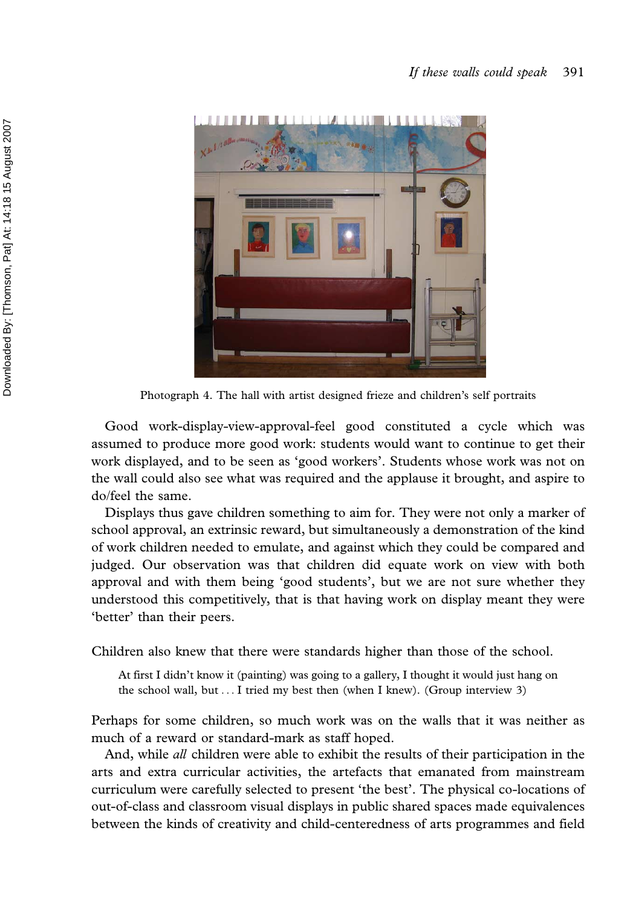Photograph 4. The hall with artist designed frieze and children's self portraits

Good work-display-view-approval-feel good constituted a cycle which was assumed to produce more good work: students would want to continue to get their work displayed, and to be seen as 'good workers'. Students whose work was not on the wall could also see what was required and the applause it brought, and aspire to do/feel the same.

Displays thus gave children something to aim for. They were not only a marker of school approval, an extrinsic reward, but simultaneously a demonstration of the kind of work children needed to emulate, and against which they could be compared and judged. Our observation was that children did equate work on view with both approval and with them being 'good students', but we are not sure whether they understood this competitively, that is that having work on display meant they were 'better' than their peers.

Children also knew that there were standards higher than those of the school.

> At first I didn't know it (painting) was going to a gallery, I thought it would just hang on the school wall, but . . . I tried my best then (when I knew). (Group interview 3)

Perhaps for some children, so much work was on the walls that it was neither as much of a reward or standard-mark as staff hoped.

And, while *all* children were able to exhibit the results of their participation in the arts and extra curricular activities, the artefacts that emanated from mainstream curriculum were carefully selected to present 'the best'. The physical co-locations of out-of-class and classroom visual displays in public shared spaces made equivalences between the kinds of creativity and child-centeredness of arts programmes and field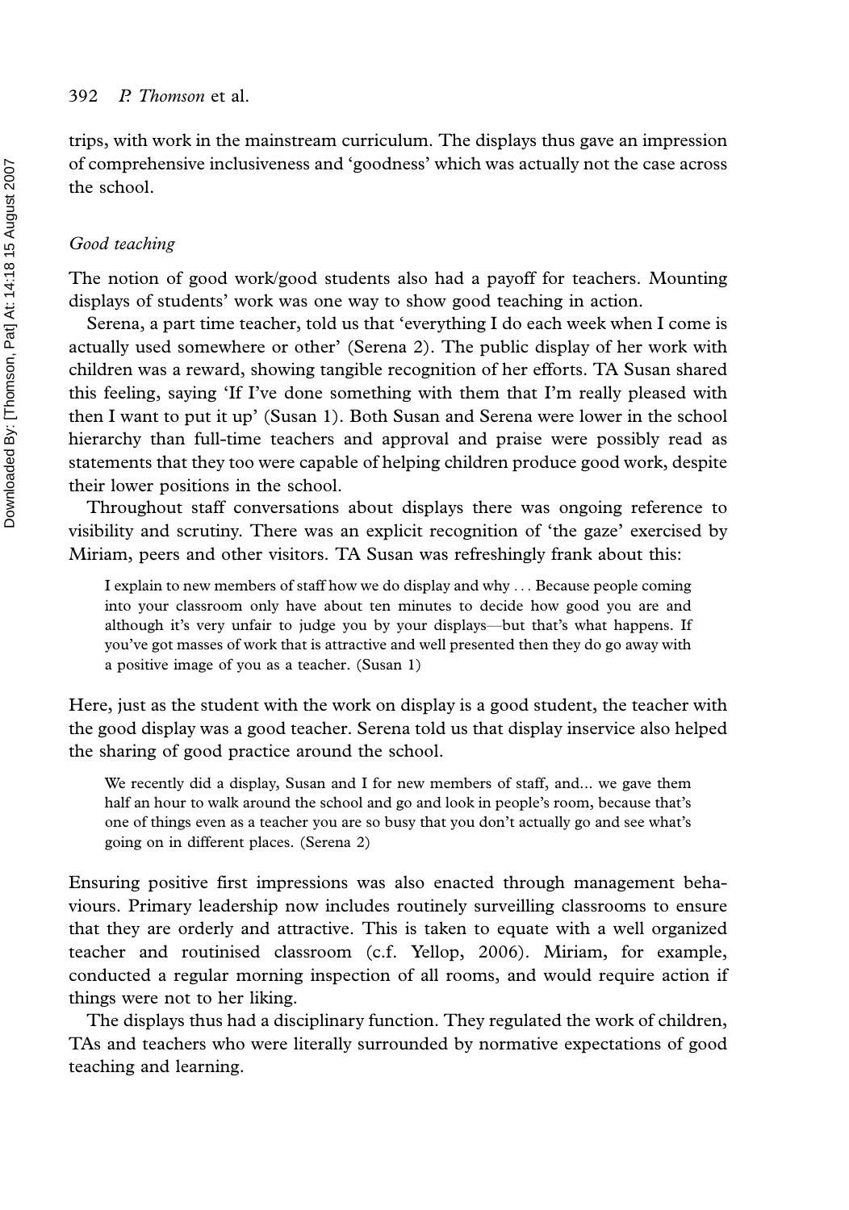trips, with work in the mainstream curriculum. The displays thus gave an impression of comprehensive inclusiveness and 'goodness' which was actually not the case across the school.

### *Good teaching*

The notion of good work/good students also had a payoff for teachers. Mounting displays of students' work was one way to show good teaching in action.

Serena, a part time teacher, told us that 'everything I do each week when I come is actually used somewhere or other' (Serena 2). The public display of her work with children was a reward, showing tangible recognition of her efforts. TA Susan shared this feeling, saying 'If I've done something with them that I'm really pleased with then I want to put it up' (Susan 1). Both Susan and Serena were lower in the school hierarchy than full-time teachers and approval and praise were possibly read as statements that they too were capable of helping children produce good work, despite their lower positions in the school.

Throughout staff conversations about displays there was ongoing reference to visibility and scrutiny. There was an explicit recognition of 'the gaze' exercised by Miriam, peers and other visitors. TA Susan was refreshingly frank about this:

> I explain to new members of staff how we do display and why . . . Because people coming into your classroom only have about ten minutes to decide how good you are and although it's very unfair to judge you by your displays—but that's what happens. If you've got masses of work that is attractive and well presented then they do go away with a positive image of you as a teacher. (Susan 1)

Here, just as the student with the work on display is a good student, the teacher with the good display was a good teacher. Serena told us that display inservice also helped the sharing of good practice around the school.

> We recently did a display, Susan and I for new members of staff, and... we gave them half an hour to walk around the school and go and look in people's room, because that's one of things even as a teacher you are so busy that you don't actually go and see what's going on in different places. (Serena 2)

Ensuring positive first impressions was also enacted through management behaviours. Primary leadership now includes routinely surveilling classrooms to ensure that they are orderly and attractive. This is taken to equate with a well organized teacher and routinised classroom (c.f. Yellop, 2006). Miriam, for example, conducted a regular morning inspection of all rooms, and would require action if things were not to her liking.

The displays thus had a disciplinary function. They regulated the work of children, TAs and teachers who were literally surrounded by normative expectations of good teaching and learning.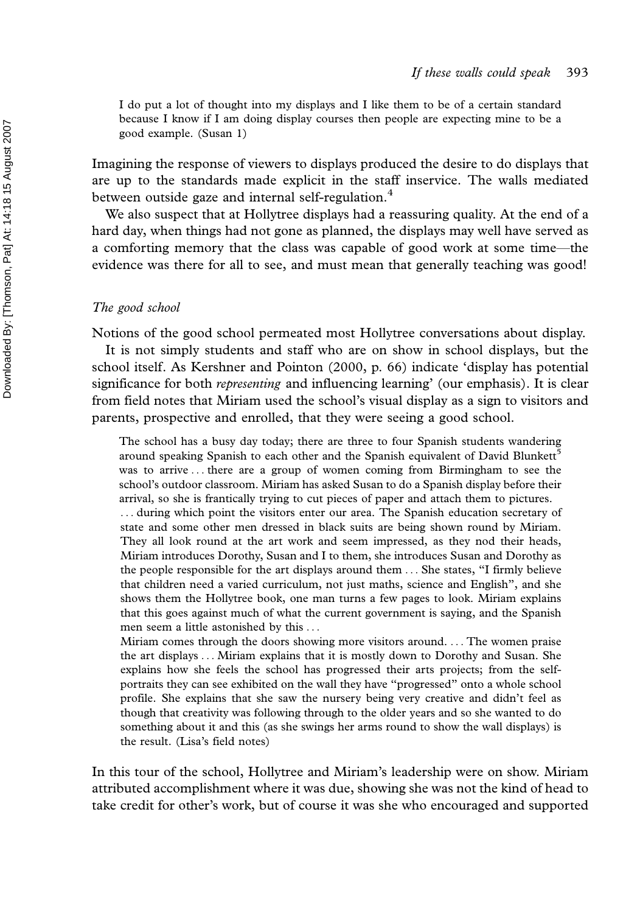> I do put a lot of thought into my displays and I like them to be of a certain standard because I know if I am doing display courses then people are expecting mine to be a good example. (Susan 1)

Imagining the response of viewers to displays produced the desire to do displays that are up to the standards made explicit in the staff inservice. The walls mediated between outside gaze and internal self-regulation.[4]

We also suspect that at Hollytree displays had a reassuring quality. At the end of a hard day, when things had not gone as planned, the displays may well have served as a comforting memory that the class was capable of good work at some time—the evidence was there for all to see, and must mean that generally teaching was good!

*The good school*

Notions of the good school permeated most Hollytree conversations about display.

It is not simply students and staff who are on show in school displays, but the school itself. As Kershner and Pointon (2000, p. 66) indicate 'display has potential significance for both *representing* and influencing learning' (our emphasis). It is clear from field notes that Miriam used the school's visual display as a sign to visitors and parents, prospective and enrolled, that they were seeing a good school.

> The school has a busy day today; there are three to four Spanish students wandering around speaking Spanish to each other and the Spanish equivalent of David Blunkett[5] was to arrive . . . there are a group of women coming from Birmingham to see the school's outdoor classroom. Miriam has asked Susan to do a Spanish display before their arrival, so she is frantically trying to cut pieces of paper and attach them to pictures.
> . . . during which point the visitors enter our area. The Spanish education secretary of state and some other men dressed in black suits are being shown round by Miriam. They all look round at the art work and seem impressed, as they nod their heads, Miriam introduces Dorothy, Susan and I to them, she introduces Susan and Dorothy as the people responsible for the art displays around them . . . She states, "I firmly believe that children need a varied curriculum, not just maths, science and English", and she shows them the Hollytree book, one man turns a few pages to look. Miriam explains that this goes against much of what the current government is saying, and the Spanish men seem a little astonished by this . . .
> Miriam comes through the doors showing more visitors around. . . . The women praise the art displays . . . Miriam explains that it is mostly down to Dorothy and Susan. She explains how she feels the school has progressed their arts projects; from the self-portraits they can see exhibited on the wall they have "progressed" onto a whole school profile. She explains that she saw the nursery being very creative and didn't feel as though that creativity was following through to the older years and so she wanted to do something about it and this (as she swings her arms round to show the wall displays) is the result. (Lisa's field notes)

In this tour of the school, Hollytree and Miriam's leadership were on show. Miriam attributed accomplishment where it was due, showing she was not the kind of head to take credit for other's work, but of course it was she who encouraged and supported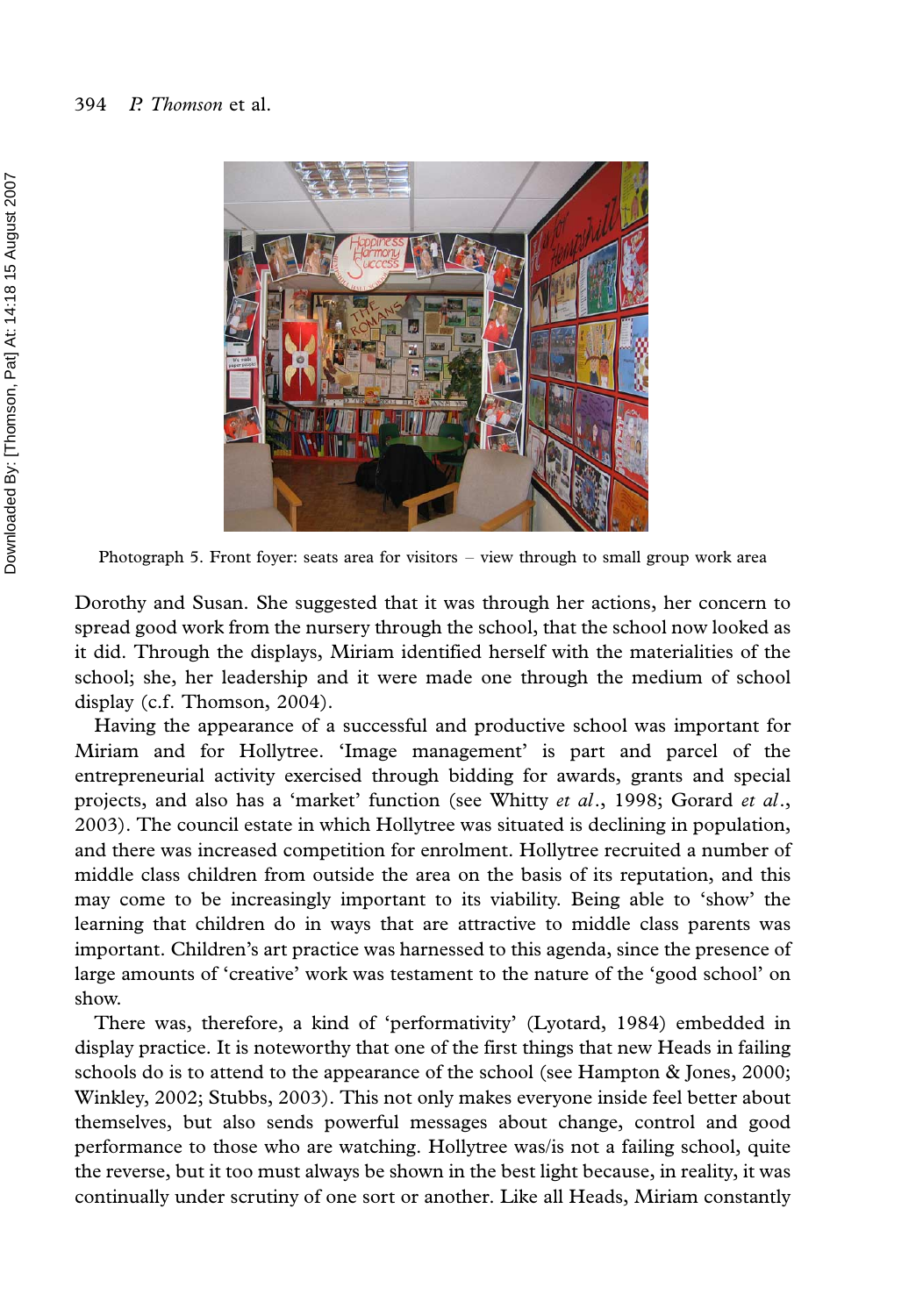Photograph 5. Front foyer: seats area for visitors – view through to small group work area

Dorothy and Susan. She suggested that it was through her actions, her concern to spread good work from the nursery through the school, that the school now looked as it did. Through the displays, Miriam identified herself with the materialities of the school; she, her leadership and it were made one through the medium of school display (c.f. Thomson, 2004).

Having the appearance of a successful and productive school was important for Miriam and for Hollytree. 'Image management' is part and parcel of the entrepreneurial activity exercised through bidding for awards, grants and special projects, and also has a 'market' function (see Whitty *et al*., 1998; Gorard *et al*., 2003). The council estate in which Hollytree was situated is declining in population, and there was increased competition for enrolment. Hollytree recruited a number of middle class children from outside the area on the basis of its reputation, and this may come to be increasingly important to its viability. Being able to 'show' the learning that children do in ways that are attractive to middle class parents was important. Children's art practice was harnessed to this agenda, since the presence of large amounts of 'creative' work was testament to the nature of the 'good school' on show.

There was, therefore, a kind of 'performativity' (Lyotard, 1984) embedded in display practice. It is noteworthy that one of the first things that new Heads in failing schools do is to attend to the appearance of the school (see Hampton & Jones, 2000; Winkley, 2002; Stubbs, 2003). This not only makes everyone inside feel better about themselves, but also sends powerful messages about change, control and good performance to those who are watching. Hollytree was/is not a failing school, quite the reverse, but it too must always be shown in the best light because, in reality, it was continually under scrutiny of one sort or another. Like all Heads, Miriam constantly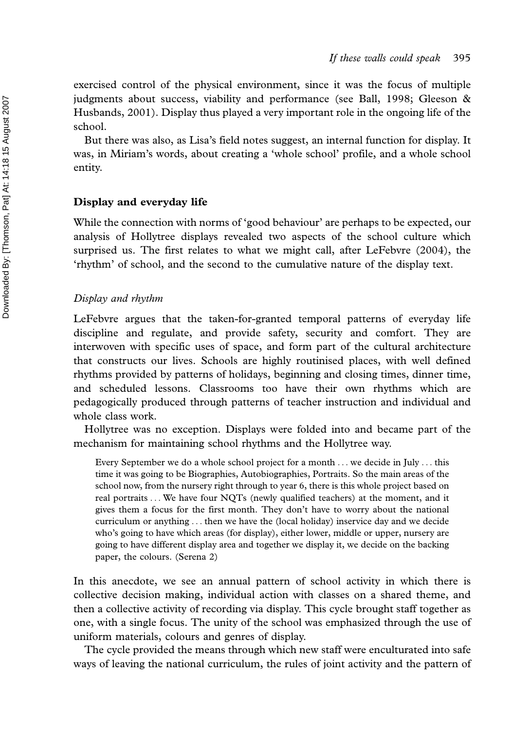exercised control of the physical environment, since it was the focus of multiple judgments about success, viability and performance (see Ball, 1998; Gleeson & Husbands, 2001). Display thus played a very important role in the ongoing life of the school.

But there was also, as Lisa's field notes suggest, an internal function for display. It was, in Miriam's words, about creating a 'whole school' profile, and a whole school entity.

## Display and everyday life

While the connection with norms of 'good behaviour' are perhaps to be expected, our analysis of Hollytree displays revealed two aspects of the school culture which surprised us. The first relates to what we might call, after LeFebvre (2004), the 'rhythm' of school, and the second to the cumulative nature of the display text.

### *Display and rhythm*

LeFebvre argues that the taken-for-granted temporal patterns of everyday life discipline and regulate, and provide safety, security and comfort. They are interwoven with specific uses of space, and form part of the cultural architecture that constructs our lives. Schools are highly routinised places, with well defined rhythms provided by patterns of holidays, beginning and closing times, dinner time, and scheduled lessons. Classrooms too have their own rhythms which are pedagogically produced through patterns of teacher instruction and individual and whole class work.

Hollytree was no exception. Displays were folded into and became part of the mechanism for maintaining school rhythms and the Hollytree way.

> Every September we do a whole school project for a month ... we decide in July ... this time it was going to be Biographies, Autobiographies, Portraits. So the main areas of the school now, from the nursery right through to year 6, there is this whole project based on real portraits ... We have four NQTs (newly qualified teachers) at the moment, and it gives them a focus for the first month. They don't have to worry about the national curriculum or anything ... then we have the (local holiday) inservice day and we decide who's going to have which areas (for display), either lower, middle or upper, nursery are going to have different display area and together we display it, we decide on the backing paper, the colours. (Serena 2)

In this anecdote, we see an annual pattern of school activity in which there is collective decision making, individual action with classes on a shared theme, and then a collective activity of recording via display. This cycle brought staff together as one, with a single focus. The unity of the school was emphasized through the use of uniform materials, colours and genres of display.

The cycle provided the means through which new staff were enculturated into safe ways of leaving the national curriculum, the rules of joint activity and the pattern of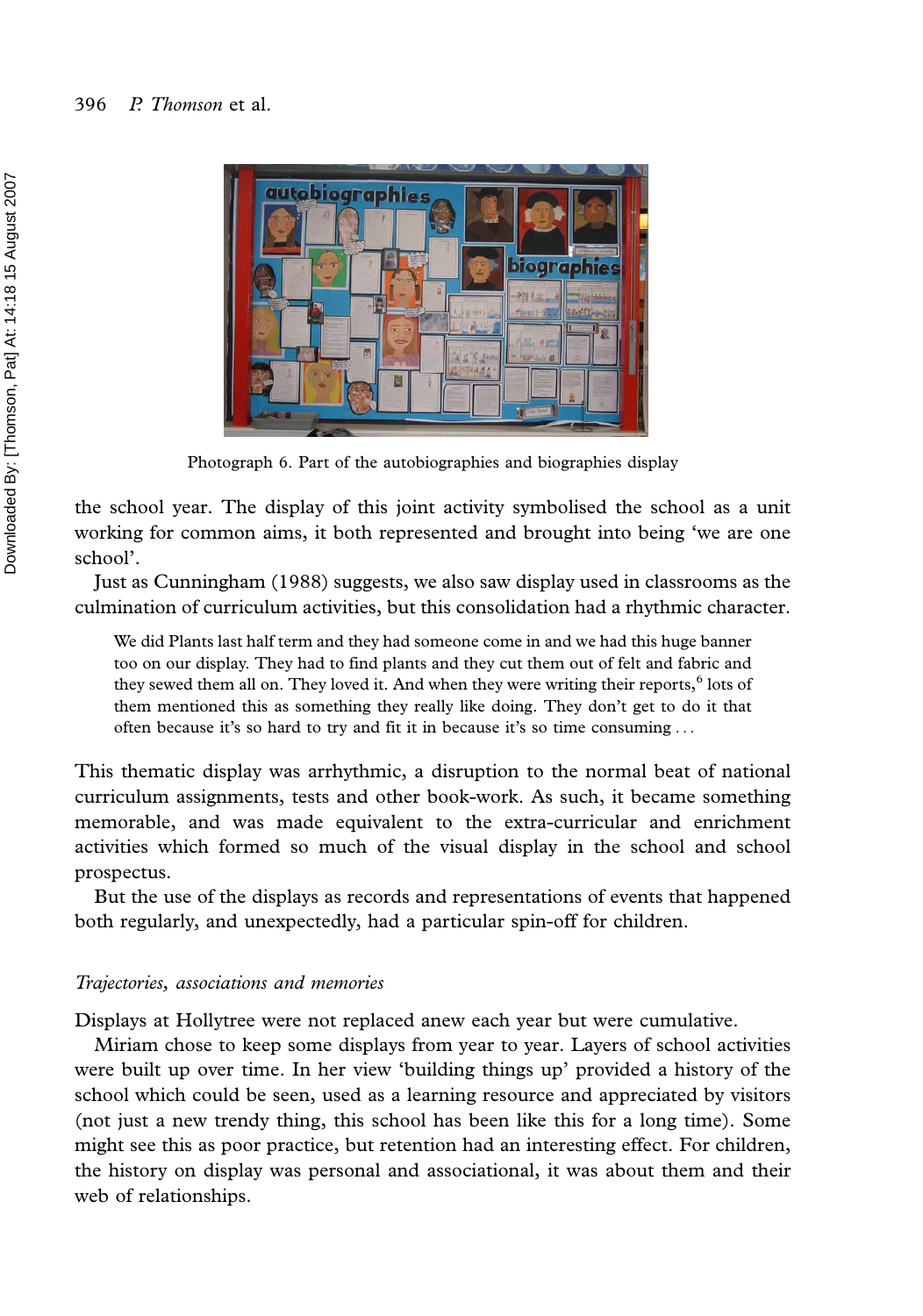Photograph 6. Part of the autobiographies and biographies display

the school year. The display of this joint activity symbolised the school as a unit working for common aims, it both represented and brought into being 'we are one school'.

Just as Cunningham (1988) suggests, we also saw display used in classrooms as the culmination of curriculum activities, but this consolidation had a rhythmic character.

> We did Plants last half term and they had someone come in and we had this huge banner too on our display. They had to find plants and they cut them out of felt and fabric and they sewed them all on. They loved it. And when they were writing their reports,[6] lots of them mentioned this as something they really like doing. They don't get to do it that often because it's so hard to try and fit it in because it's so time consuming . . .

This thematic display was arrhythmic, a disruption to the normal beat of national curriculum assignments, tests and other book-work. As such, it became something memorable, and was made equivalent to the extra-curricular and enrichment activities which formed so much of the visual display in the school and school prospectus.

But the use of the displays as records and representations of events that happened both regularly, and unexpectedly, had a particular spin-off for children.

### *Trajectories, associations and memories*

Displays at Hollytree were not replaced anew each year but were cumulative.

Miriam chose to keep some displays from year to year. Layers of school activities were built up over time. In her view 'building things up' provided a history of the school which could be seen, used as a learning resource and appreciated by visitors (not just a new trendy thing, this school has been like this for a long time). Some might see this as poor practice, but retention had an interesting effect. For children, the history on display was personal and associational, it was about them and their web of relationships.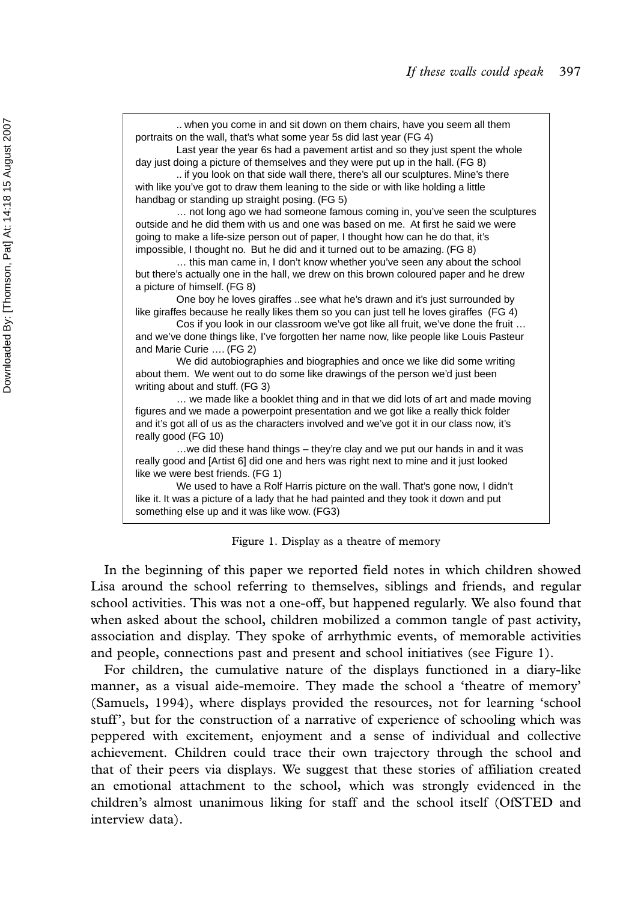.. when you come in and sit down on them chairs, have you seem all them portraits on the wall, that's what some year 5s did last year (FG 4)

Last year the year 6s had a pavement artist and so they just spent the whole day just doing a picture of themselves and they were put up in the hall. (FG 8)

.. if you look on that side wall there, there's all our sculptures. Mine's there with like you've got to draw them leaning to the side or with like holding a little handbag or standing up straight posing. (FG 5)

… not long ago we had someone famous coming in, you've seen the sculptures outside and he did them with us and one was based on me. At first he said we were going to make a life-size person out of paper, I thought how can he do that, it's impossible, I thought no. But he did and it turned out to be amazing. (FG 8)

… this man came in, I don't know whether you've seen any about the school but there's actually one in the hall, we drew on this brown coloured paper and he drew a picture of himself. (FG 8)

One boy he loves giraffes ..see what he's drawn and it's just surrounded by like giraffes because he really likes them so you can just tell he loves giraffes (FG 4)

Cos if you look in our classroom we've got like all fruit, we've done the fruit … and we've done things like, I've forgotten her name now, like people like Louis Pasteur and Marie Curie …. (FG 2)

We did autobiographies and biographies and once we like did some writing about them. We went out to do some like drawings of the person we'd just been writing about and stuff. (FG 3)

… we made like a booklet thing and in that we did lots of art and made moving figures and we made a powerpoint presentation and we got like a really thick folder and it's got all of us as the characters involved and we've got it in our class now, it's really good (FG 10)

…we did these hand things – they're clay and we put our hands in and it was really good and [Artist 6] did one and hers was right next to mine and it just looked like we were best friends. (FG 1)

We used to have a Rolf Harris picture on the wall. That's gone now, I didn't like it. It was a picture of a lady that he had painted and they took it down and put something else up and it was like wow. (FG3)

Figure 1. Display as a theatre of memory

In the beginning of this paper we reported field notes in which children showed Lisa around the school referring to themselves, siblings and friends, and regular school activities. This was not a one-off, but happened regularly. We also found that when asked about the school, children mobilized a common tangle of past activity, association and display. They spoke of arrhythmic events, of memorable activities and people, connections past and present and school initiatives (see Figure 1).

For children, the cumulative nature of the displays functioned in a diary-like manner, as a visual aide-memoire. They made the school a 'theatre of memory' (Samuels, 1994), where displays provided the resources, not for learning 'school stuff', but for the construction of a narrative of experience of schooling which was peppered with excitement, enjoyment and a sense of individual and collective achievement. Children could trace their own trajectory through the school and that of their peers via displays. We suggest that these stories of affiliation created an emotional attachment to the school, which was strongly evidenced in the children's almost unanimous liking for staff and the school itself (OfSTED and interview data).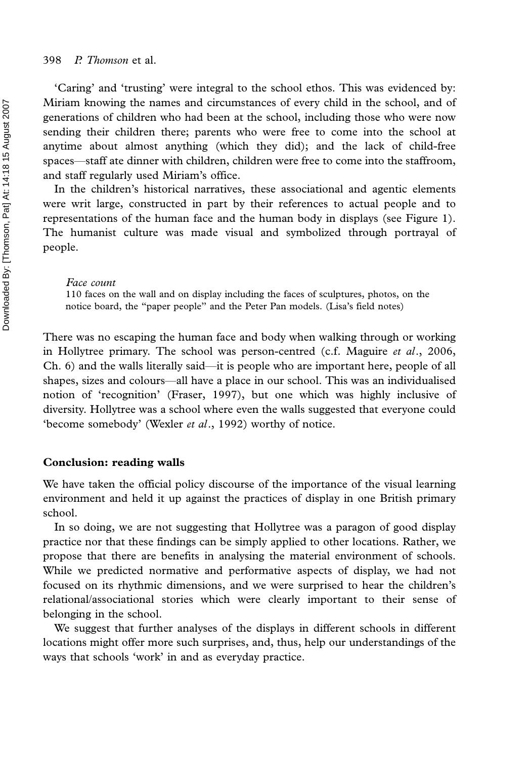'Caring' and 'trusting' were integral to the school ethos. This was evidenced by: Miriam knowing the names and circumstances of every child in the school, and of generations of children who had been at the school, including those who were now sending their children there; parents who were free to come into the school at anytime about almost anything (which they did); and the lack of child-free spaces—staff ate dinner with children, children were free to come into the staffroom, and staff regularly used Miriam's office.

In the children's historical narratives, these associational and agentic elements were writ large, constructed in part by their references to actual people and to representations of the human face and the human body in displays (see Figure 1). The humanist culture was made visual and symbolized through portrayal of people.

> *Face count*
> 110 faces on the wall and on display including the faces of sculptures, photos, on the notice board, the "paper people" and the Peter Pan models. (Lisa's field notes)

There was no escaping the human face and body when walking through or working in Hollytree primary. The school was person-centred (c.f. Maguire *et al*., 2006, Ch. 6) and the walls literally said—it is people who are important here, people of all shapes, sizes and colours—all have a place in our school. This was an individualised notion of 'recognition' (Fraser, 1997), but one which was highly inclusive of diversity. Hollytree was a school where even the walls suggested that everyone could 'become somebody' (Wexler *et al*., 1992) worthy of notice.

## Conclusion: reading walls

We have taken the official policy discourse of the importance of the visual learning environment and held it up against the practices of display in one British primary school.

In so doing, we are not suggesting that Hollytree was a paragon of good display practice nor that these findings can be simply applied to other locations. Rather, we propose that there are benefits in analysing the material environment of schools. While we predicted normative and performative aspects of display, we had not focused on its rhythmic dimensions, and we were surprised to hear the children's relational/associational stories which were clearly important to their sense of belonging in the school.

We suggest that further analyses of the displays in different schools in different locations might offer more such surprises, and, thus, help our understandings of the ways that schools 'work' in and as everyday practice.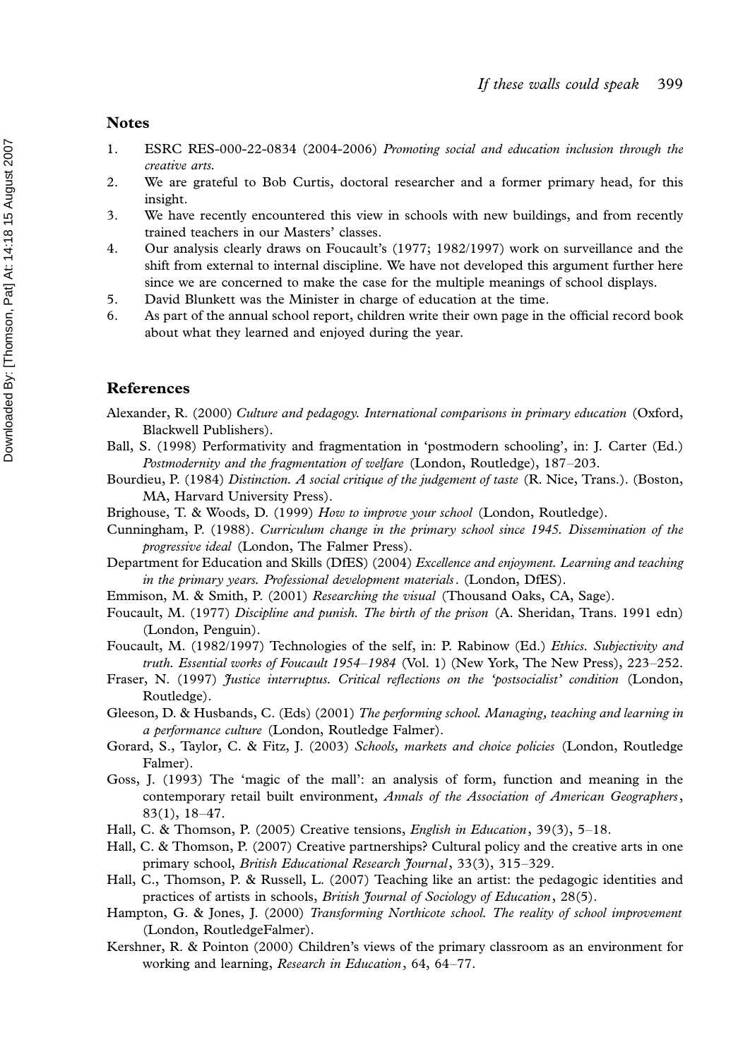## Notes

1. ESRC RES-000-22-0834 (2004-2006) *Promoting social and education inclusion through the creative arts.*
2. We are grateful to Bob Curtis, doctoral researcher and a former primary head, for this insight.
3. We have recently encountered this view in schools with new buildings, and from recently trained teachers in our Masters' classes.
4. Our analysis clearly draws on Foucault's (1977; 1982/1997) work on surveillance and the shift from external to internal discipline. We have not developed this argument further here since we are concerned to make the case for the multiple meanings of school displays.
5. David Blunkett was the Minister in charge of education at the time.
6. As part of the annual school report, children write their own page in the official record book about what they learned and enjoyed during the year.

## References

Alexander, R. (2000) *Culture and pedagogy. International comparisons in primary education* (Oxford, Blackwell Publishers).

Ball, S. (1998) Performativity and fragmentation in 'postmodern schooling', in: J. Carter (Ed.) *Postmodernity and the fragmentation of welfare* (London, Routledge), 187–203.

Bourdieu, P. (1984) *Distinction. A social critique of the judgement of taste* (R. Nice, Trans.). (Boston, MA, Harvard University Press).

Brighouse, T. & Woods, D. (1999) *How to improve your school* (London, Routledge).

Cunningham, P. (1988). *Curriculum change in the primary school since 1945. Dissemination of the progressive ideal* (London, The Falmer Press).

Department for Education and Skills (DfES) (2004) *Excellence and enjoyment. Learning and teaching in the primary years. Professional development materials*. (London, DfES).

Emmison, M. & Smith, P. (2001) *Researching the visual* (Thousand Oaks, CA, Sage).

Foucault, M. (1977) *Discipline and punish. The birth of the prison* (A. Sheridan, Trans. 1991 edn) (London, Penguin).

Foucault, M. (1982/1997) Technologies of the self, in: P. Rabinow (Ed.) *Ethics. Subjectivity and truth. Essential works of Foucault 1954–1984* (Vol. 1) (New York, The New Press), 223–252.

Fraser, N. (1997) *Justice interruptus. Critical reflections on the 'postsocialist' condition* (London, Routledge).

Gleeson, D. & Husbands, C. (Eds) (2001) *The performing school. Managing, teaching and learning in a performance culture* (London, Routledge Falmer).

Gorard, S., Taylor, C. & Fitz, J. (2003) *Schools, markets and choice policies* (London, Routledge Falmer).

Goss, J. (1993) The 'magic of the mall': an analysis of form, function and meaning in the contemporary retail built environment, *Annals of the Association of American Geographers*, 83(1), 18–47.

Hall, C. & Thomson, P. (2005) Creative tensions, *English in Education*, 39(3), 5–18.

Hall, C. & Thomson, P. (2007) Creative partnerships? Cultural policy and the creative arts in one primary school, *British Educational Research Journal*, 33(3), 315–329.

Hall, C., Thomson, P. & Russell, L. (2007) Teaching like an artist: the pedagogic identities and practices of artists in schools, *British Journal of Sociology of Education*, 28(5).

Hampton, G. & Jones, J. (2000) *Transforming Northicote school. The reality of school improvement* (London, RoutledgeFalmer).

Kershner, R. & Pointon (2000) Children's views of the primary classroom as an environment for working and learning, *Research in Education*, 64, 64–77.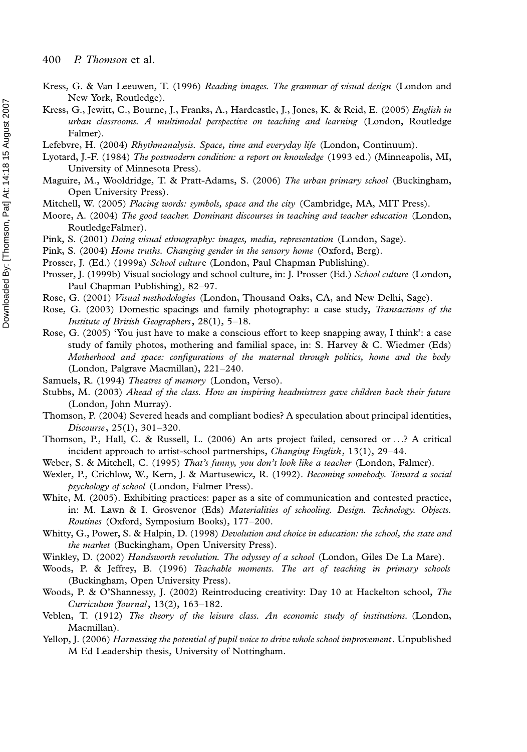Kress, G. & Van Leeuwen, T. (1996) *Reading images. The grammar of visual design* (London and New York, Routledge).

Kress, G., Jewitt, C., Bourne, J., Franks, A., Hardcastle, J., Jones, K. & Reid, E. (2005) *English in urban classrooms. A multimodal perspective on teaching and learning* (London, Routledge Falmer).

Lefebvre, H. (2004) *Rhythmanalysis. Space, time and everyday life* (London, Continuum).

Lyotard, J.-F. (1984) *The postmodern condition: a report on knowledge* (1993 ed.) (Minneapolis, MI, University of Minnesota Press).

Maguire, M., Wooldridge, T. & Pratt-Adams, S. (2006) *The urban primary school* (Buckingham, Open University Press).

Mitchell, W. (2005) *Placing words: symbols, space and the city* (Cambridge, MA, MIT Press).

Moore, A. (2004) *The good teacher. Dominant discourses in teaching and teacher education* (London, RoutledgeFalmer).

Pink, S. (2001) *Doing visual ethnography: images, media, representation* (London, Sage).

Pink, S. (2004) *Home truths. Changing gender in the sensory home* (Oxford, Berg).

Prosser, J. (Ed.) (1999a) *School culture* (London, Paul Chapman Publishing).

Prosser, J. (1999b) Visual sociology and school culture, in: J. Prosser (Ed.) *School culture* (London, Paul Chapman Publishing), 82–97.

Rose, G. (2001) *Visual methodologies* (London, Thousand Oaks, CA, and New Delhi, Sage).

Rose, G. (2003) Domestic spacings and family photography: a case study, *Transactions of the Institute of British Geographers*, 28(1), 5–18.

Rose, G. (2005) 'You just have to make a conscious effort to keep snapping away, I think': a case study of family photos, mothering and familial space, in: S. Harvey & C. Wiedmer (Eds) *Motherhood and space: configurations of the maternal through politics, home and the body* (London, Palgrave Macmillan), 221–240.

Samuels, R. (1994) *Theatres of memory* (London, Verso).

Stubbs, M. (2003) *Ahead of the class. How an inspiring headmistress gave children back their future* (London, John Murray).

Thomson, P. (2004) Severed heads and compliant bodies? A speculation about principal identities, *Discourse*, 25(1), 301–320.

Thomson, P., Hall, C. & Russell, L. (2006) An arts project failed, censored or . . .? A critical incident approach to artist-school partnerships, *Changing English*, 13(1), 29–44.

Weber, S. & Mitchell, C. (1995) *That's funny, you don't look like a teacher* (London, Falmer).

Wexler, P., Crichlow, W., Kern, J. & Martusewicz, R. (1992). *Becoming somebody. Toward a social psychology of school* (London, Falmer Press).

White, M. (2005). Exhibiting practices: paper as a site of communication and contested practice, in: M. Lawn & I. Grosvenor (Eds) *Materialities of schooling. Design. Technology. Objects. Routines* (Oxford, Symposium Books), 177–200.

Whitty, G., Power, S. & Halpin, D. (1998) *Devolution and choice in education: the school, the state and the market* (Buckingham, Open University Press).

Winkley, D. (2002) *Handsworth revolution. The odyssey of a school* (London, Giles De La Mare).

Woods, P. & Jeffrey, B. (1996) *Teachable moments. The art of teaching in primary schools* (Buckingham, Open University Press).

Woods, P. & O'Shannessy, J. (2002) Reintroducing creativity: Day 10 at Hackelton school, *The Curriculum Journal*, 13(2), 163–182.

Veblen, T. (1912) *The theory of the leisure class. An economic study of institutions.* (London, Macmillan).

Yellop, J. (2006) *Harnessing the potential of pupil voice to drive whole school improvement*. Unpublished M Ed Leadership thesis, University of Nottingham.